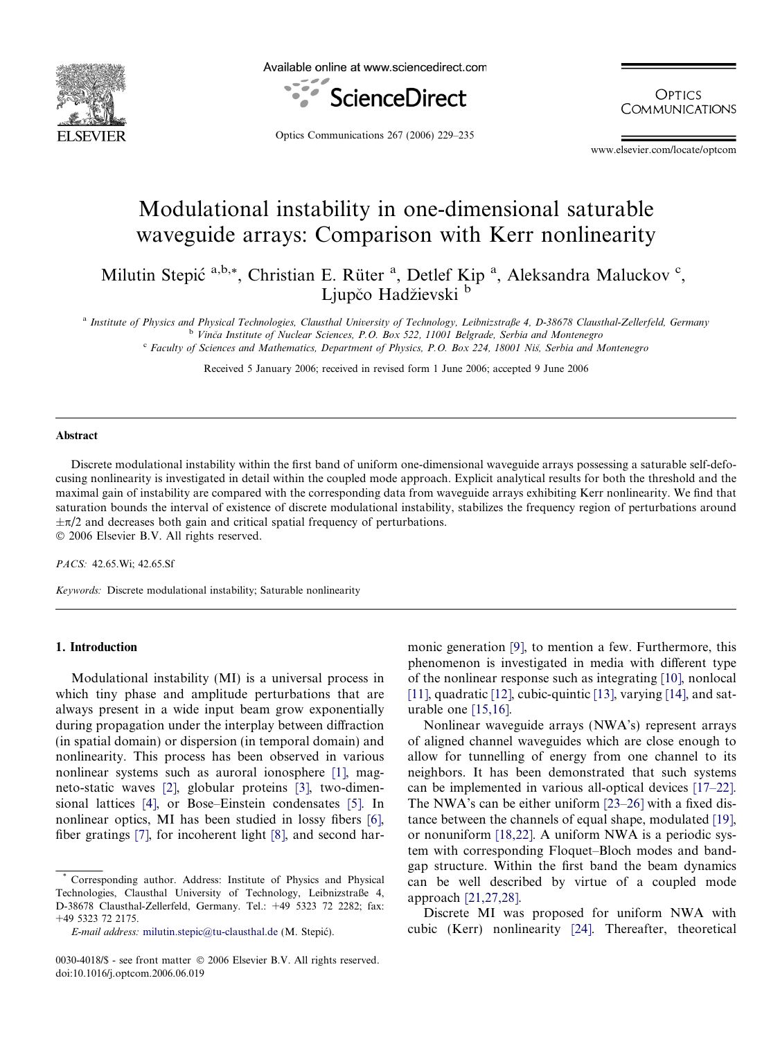# Modulational instability in one-dimensional saturable waveguide arrays: Comparison with Kerr nonlinearity

Milutin Stepić [a,b,*], Christian E. Rüter [a], Detlef Kip [a], Aleksandra Maluckov [c], Ljupčo Hadžievski [b]

[a] Institute of Physics and Physical Technologies, Clausthal University of Technology, Leibnizstraße 4, D-38678 Clausthal-Zellerfeld, Germany
[b] Vinča Institute of Nuclear Sciences, P.O. Box 522, 11001 Belgrade, Serbia and Montenegro
[c] Faculty of Sciences and Mathematics, Department of Physics, P.O. Box 224, 18001 Niš, Serbia and Montenegro

Received 5 January 2006; received in revised form 1 June 2006; accepted 9 June 2006

## Abstract

Discrete modulational instability within the first band of uniform one-dimensional waveguide arrays possessing a saturable self-defocusing nonlinearity is investigated in detail within the coupled mode approach. Explicit analytical results for both the threshold and the maximal gain of instability are compared with the corresponding data from waveguide arrays exhibiting Kerr nonlinearity. We find that saturation bounds the interval of existence of discrete modulational instability, stabilizes the frequency region of perturbations around $\pm\pi/2$ and decreases both gain and critical spatial frequency of perturbations.
© 2006 Elsevier B.V. All rights reserved.

*PACS:* 42.65.Wi; 42.65.Sf

*Keywords:* Discrete modulational instability; Saturable nonlinearity

## 1. Introduction

Modulational instability (MI) is a universal process in which tiny phase and amplitude perturbations that are always present in a wide input beam grow exponentially during propagation under the interplay between diffraction (in spatial domain) or dispersion (in temporal domain) and nonlinearity. This process has been observed in various nonlinear systems such as auroral ionosphere [1], magneto-static waves [2], globular proteins [3], two-dimensional lattices [4], or Bose–Einstein condensates [5]. In nonlinear optics, MI has been studied in lossy fibers [6], fiber gratings [7], for incoherent light [8], and second harmonic generation [9], to mention a few. Furthermore, this phenomenon is investigated in media with different type of the nonlinear response such as integrating [10], nonlocal [11], quadratic [12], cubic-quintic [13], varying [14], and saturable one [15,16].

Nonlinear waveguide arrays (NWA's) represent arrays of aligned channel waveguides which are close enough to allow for tunnelling of energy from one channel to its neighbors. It has been demonstrated that such systems can be implemented in various all-optical devices [17–22]. The NWA's can be either uniform [23–26] with a fixed distance between the channels of equal shape, modulated [19], or nonuniform [18,22]. A uniform NWA is a periodic system with corresponding Floquet–Bloch modes and band-gap structure. Within the first band the beam dynamics can be well described by virtue of a coupled mode approach [21,27,28].

Discrete MI was proposed for uniform NWA with cubic (Kerr) nonlinearity [24]. Thereafter, theoretical

\* Corresponding author. Address: Institute of Physics and Physical Technologies, Clausthal University of Technology, Leibnizstraße 4, D-38678 Clausthal-Zellerfeld, Germany. Tel.: +49 5323 72 2282; fax: +49 5323 72 2175.

*E-mail address:* milutin.stepic@tu-clausthal.de (M. Stepić).

0030-4018/$ - see front matter © 2006 Elsevier B.V. All rights reserved.
doi:10.1016/j.optcom.2006.06.019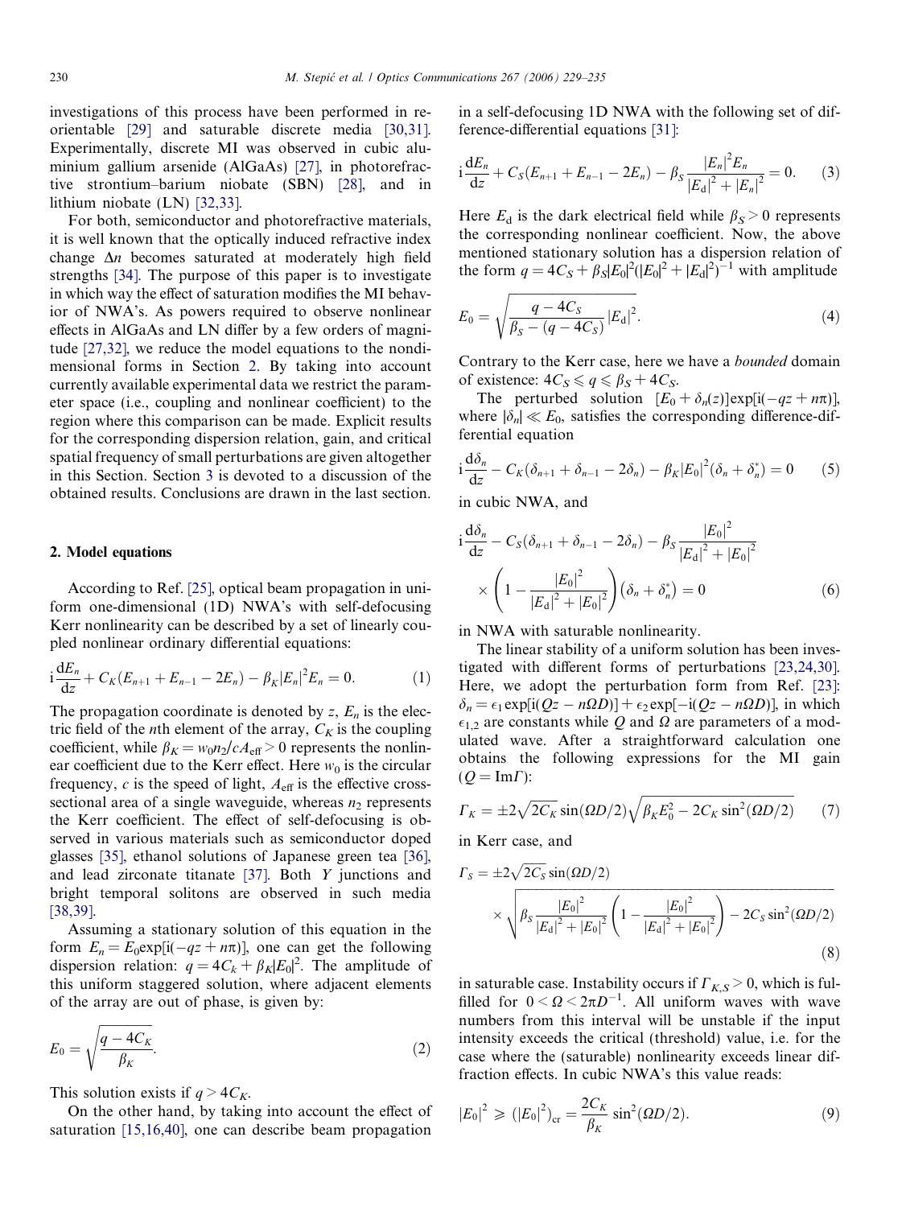investigations of this process have been performed in reorientable [29] and saturable discrete media [30,31]. Experimentally, discrete MI was observed in cubic aluminium gallium arsenide (AlGaAs) [27], in photorefractive strontium–barium niobate (SBN) [28], and in lithium niobate (LN) [32,33].

For both, semiconductor and photorefractive materials, it is well known that the optically induced refractive index change $\Delta n$ becomes saturated at moderately high field strengths [34]. The purpose of this paper is to investigate in which way the effect of saturation modifies the MI behavior of NWA's. As powers required to observe nonlinear effects in AlGaAs and LN differ by a few orders of magnitude [27,32], we reduce the model equations to the nondimensional forms in Section 2. By taking into account currently available experimental data we restrict the parameter space (i.e., coupling and nonlinear coefficient) to the region where this comparison can be made. Explicit results for the corresponding dispersion relation, gain, and critical spatial frequency of small perturbations are given altogether in this Section. Section 3 is devoted to a discussion of the obtained results. Conclusions are drawn in the last section.

## 2. Model equations

According to Ref. [25], optical beam propagation in uniform one-dimensional (1D) NWA's with self-defocusing Kerr nonlinearity can be described by a set of linearly coupled nonlinear ordinary differential equations:

$$\mathrm{i}\frac{\mathrm{d}E_n}{\mathrm{d}z} + C_K(E_{n+1} + E_{n-1} - 2E_n) - \beta_K|E_n|^2E_n = 0. \quad (1)$$

The propagation coordinate is denoted by $z$, $E_n$ is the electric field of the $n$th element of the array, $C_K$ is the coupling coefficient, while $\beta_K = w_0n_2/cA_{\mathrm{eff}} > 0$ represents the nonlinear coefficient due to the Kerr effect. Here $w_0$ is the circular frequency, $c$ is the speed of light, $A_{\mathrm{eff}}$ is the effective cross-sectional area of a single waveguide, whereas $n_2$ represents the Kerr coefficient. The effect of self-defocusing is observed in various materials such as semiconductor doped glasses [35], ethanol solutions of Japanese green tea [36], and lead zirconate titanate [37]. Both $Y$ junctions and bright temporal solitons are observed in such media [38,39].

Assuming a stationary solution of this equation in the form $E_n = E_0\exp[\mathrm{i}(-qz + n\pi)]$, one can get the following dispersion relation: $q = 4C_k + \beta_K|E_0|^2$. The amplitude of this uniform staggered solution, where adjacent elements of the array are out of phase, is given by:

$$E_0 = \sqrt{\frac{q - 4C_K}{\beta_K}}. \quad (2)$$

This solution exists if $q > 4C_K$.

On the other hand, by taking into account the effect of saturation [15,16,40], one can describe beam propagation in a self-defocusing 1D NWA with the following set of difference-differential equations [31]:

$$\mathrm{i}\frac{\mathrm{d}E_n}{\mathrm{d}z} + C_S(E_{n+1} + E_{n-1} - 2E_n) - \beta_S\frac{|E_n|^2E_n}{|E_{\mathrm{d}}|^2 + |E_n|^2} = 0. \quad (3)$$

Here $E_{\mathrm{d}}$ is the dark electrical field while $\beta_S > 0$ represents the corresponding nonlinear coefficient. Now, the above mentioned stationary solution has a dispersion relation of the form $q = 4C_S + \beta_S|E_0|^2(|E_0|^2 + |E_{\mathrm{d}}|^2)^{-1}$ with amplitude

$$E_0 = \sqrt{\frac{q - 4C_S}{\beta_S - (q - 4C_S)}|E_{\mathrm{d}}|^2}. \quad (4)$$

Contrary to the Kerr case, here we have a *bounded* domain of existence: $4C_S \leqslant q \leqslant \beta_S + 4C_S$.

The perturbed solution $[E_0 + \delta_n(z)]\exp[\mathrm{i}(-qz + n\pi)]$, where $|\delta_n| \ll E_0$, satisfies the corresponding difference-differential equation

$$\mathrm{i}\frac{\mathrm{d}\delta_n}{\mathrm{d}z} - C_K(\delta_{n+1} + \delta_{n-1} - 2\delta_n) - \beta_K|E_0|^2(\delta_n + \delta_n^*) = 0 \quad (5)$$

in cubic NWA, and

$$\mathrm{i}\frac{\mathrm{d}\delta_n}{\mathrm{d}z} - C_S(\delta_{n+1} + \delta_{n-1} - 2\delta_n) - \beta_S\frac{|E_0|^2}{|E_{\mathrm{d}}|^2 + |E_0|^2}\times\left(1 - \frac{|E_0|^2}{|E_{\mathrm{d}}|^2 + |E_0|^2}\right)(\delta_n + \delta_n^*) = 0 \quad (6)$$

in NWA with saturable nonlinearity.

The linear stability of a uniform solution has been investigated with different forms of perturbations [23,24,30]. Here, we adopt the perturbation form from Ref. [23]: $\delta_n = \epsilon_1\exp[\mathrm{i}(Qz - n\Omega D)] + \epsilon_2\exp[-\mathrm{i}(Qz - n\Omega D)]$, in which $\epsilon_{1,2}$ are constants while $Q$ and $\Omega$ are parameters of a modulated wave. After a straightforward calculation one obtains the following expressions for the MI gain ($Q = \mathrm{Im}\Gamma$):

$$\Gamma_K = \pm 2\sqrt{2C_K}\sin(\Omega D/2)\sqrt{\beta_K E_0^2 - 2C_K\sin^2(\Omega D/2)} \quad (7)$$

in Kerr case, and

$$\Gamma_S = \pm 2\sqrt{2C_S}\sin(\Omega D/2)\times\sqrt{\beta_S\frac{|E_0|^2}{|E_{\mathrm{d}}|^2 + |E_0|^2}\left(1 - \frac{|E_0|^2}{|E_{\mathrm{d}}|^2 + |E_0|^2}\right) - 2C_S\sin^2(\Omega D/2)} \quad (8)$$

in saturable case. Instability occurs if $\Gamma_{K,S} > 0$, which is fulfilled for $0 < \Omega < 2\pi D^{-1}$. All uniform waves with wave numbers from this interval will be unstable if the input intensity exceeds the critical (threshold) value, i.e. for the case where the (saturable) nonlinearity exceeds linear diffraction effects. In cubic NWA's this value reads:

$$|E_0|^2 \geqslant (|E_0|^2)_{\mathrm{cr}} = \frac{2C_K}{\beta_K}\sin^2(\Omega D/2). \quad (9)$$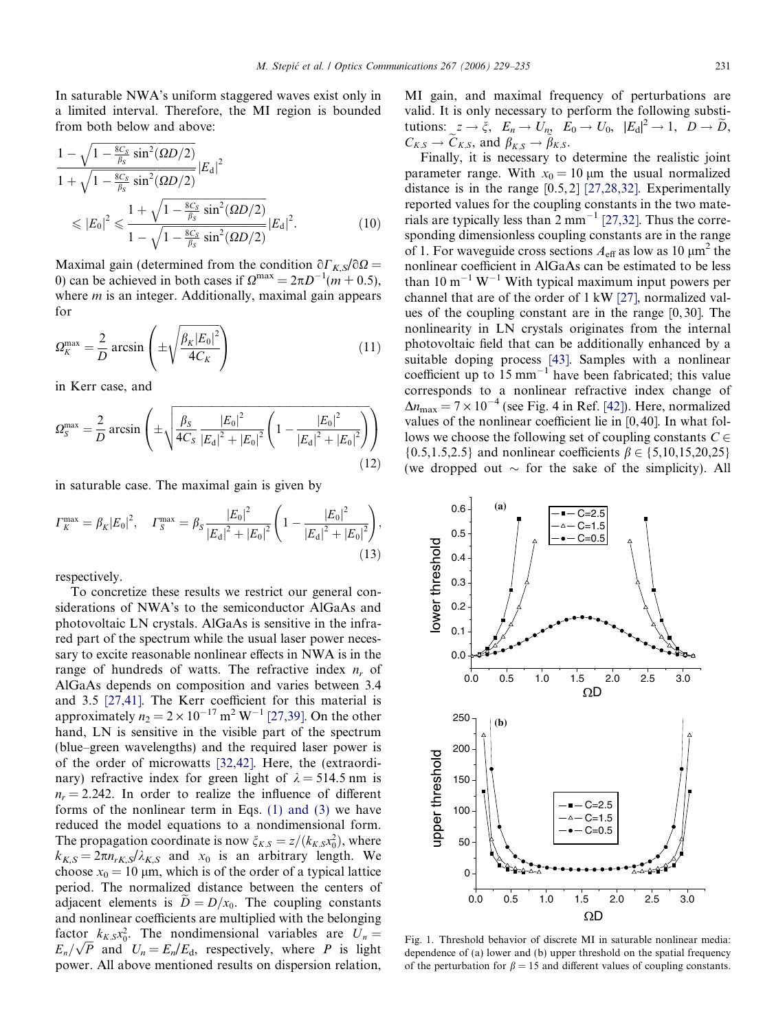In saturable NWA's uniform staggered waves exist only in a limited interval. Therefore, the MI region is bounded from both below and above:

$$\frac{1-\sqrt{1-\frac{8C_S}{\beta_S}\sin^2(\Omega D/2)}}{1+\sqrt{1-\frac{8C_S}{\beta_S}\sin^2(\Omega D/2)}}|E_d|^2 \leqslant |E_0|^2 \leqslant \frac{1+\sqrt{1-\frac{8C_S}{\beta_S}\sin^2(\Omega D/2)}}{1-\sqrt{1-\frac{8C_S}{\beta_S}\sin^2(\Omega D/2)}}|E_d|^2. \tag{10}$$

Maximal gain (determined from the condition $\partial\Gamma_{K,S}/\partial\Omega = 0$) can be achieved in both cases if $\Omega^{\max} = 2\pi D^{-1}(m+0.5)$, where $m$ is an integer. Additionally, maximal gain appears for

$$\Omega_K^{\max} = \frac{2}{D}\arcsin\left(\pm\sqrt{\frac{\beta_K|E_0|^2}{4C_K}}\right) \tag{11}$$

in Kerr case, and

$$\Omega_S^{\max} = \frac{2}{D}\arcsin\left(\pm\sqrt{\frac{\beta_S}{4C_S}\frac{|E_0|^2}{|E_d|^2+|E_0|^2}\left(1-\frac{|E_0|^2}{|E_d|^2+|E_0|^2}\right)}\right) \tag{12}$$

in saturable case. The maximal gain is given by

$$\Gamma_K^{\max} = \beta_K|E_0|^2, \quad \Gamma_S^{\max} = \beta_S\frac{|E_0|^2}{|E_d|^2+|E_0|^2}\left(1-\frac{|E_0|^2}{|E_d|^2+|E_0|^2}\right), \tag{13}$$

respectively.

To concretize these results we restrict our general considerations of NWA's to the semiconductor AlGaAs and photovoltaic LN crystals. AlGaAs is sensitive in the infrared part of the spectrum while the usual laser power necessary to excite reasonable nonlinear effects in NWA is in the range of hundreds of watts. The refractive index $n_r$ of AlGaAs depends on composition and varies between 3.4 and 3.5 [27,41]. The Kerr coefficient for this material is approximately $n_2 = 2\times10^{-17}\ \mathrm{m^2\,W^{-1}}$ [27,39]. On the other hand, LN is sensitive in the visible part of the spectrum (blue–green wavelengths) and the required laser power is of the order of microwatts [32,42]. Here, the (extraordinary) refractive index for green light of $\lambda = 514.5$ nm is $n_r = 2.242$. In order to realize the influence of different forms of the nonlinear term in Eqs. (1) and (3) we have reduced the model equations to a nondimensional form. The propagation coordinate is now $\xi_{K,S} = z/(k_{K,S}x_0^2)$, where $k_{K,S} = 2\pi n_{rK,S}/\lambda_{K,S}$ and $x_0$ is an arbitrary length. We choose $x_0 = 10\ \mu$m, which is of the order of a typical lattice period. The normalized distance between the centers of adjacent elements is $\widetilde{D} = D/x_0$. The coupling constants and nonlinear coefficients are multiplied with the belonging factor $k_{K,S}x_0^2$. The nondimensional variables are $U_n = E_n/\sqrt{P}$ and $U_n = E_n/E_d$, respectively, where $P$ is light power. All above mentioned results on dispersion relation, MI gain, and maximal frequency of perturbations are valid. It is only necessary to perform the following substitutions: $z \to \xi$, $E_n \to U_n$, $E_0 \to U_0$, $|E_d|^2 \to 1$, $D \to \widetilde{D}$, $C_{K,S} \to \widetilde{C}_{K,S}$, and $\beta_{K,S} \to \widetilde{\beta}_{K,S}$.

Finally, it is necessary to determine the realistic joint parameter range. With $x_0 = 10\ \mu$m the usual normalized distance is in the range $[0.5, 2]$ [27,28,32]. Experimentally reported values for the coupling constants in the two materials are typically less than $2\ \mathrm{mm^{-1}}$ [27,32]. Thus the corresponding dimensionless coupling constants are in the range of 1. For waveguide cross sections $A_{\mathrm{eff}}$ as low as $10\ \mu\mathrm{m}^2$ the nonlinear coefficient in AlGaAs can be estimated to be less than $10\ \mathrm{m^{-1}\,W^{-1}}$ With typical maximum input powers per channel that are of the order of 1 kW [27], normalized values of the coupling constant are in the range $[0, 30]$. The nonlinearity in LN crystals originates from the internal photovoltaic field that can be additionally enhanced by a suitable doping process [43]. Samples with a nonlinear coefficient up to $15\ \mathrm{mm^{-1}}$ have been fabricated; this value corresponds to a nonlinear refractive index change of $\Delta n_{\max} = 7\times10^{-4}$ (see Fig. 4 in Ref. [42]). Here, normalized values of the nonlinear coefficient lie in $[0, 40]$. In what follows we choose the following set of coupling constants $C \in \{0.5, 1.5, 2.5\}$ and nonlinear coefficients $\beta \in \{5, 10, 15, 20, 25\}$ (we dropped out $\sim$ for the sake of the simplicity). All

Fig. 1. Threshold behavior of discrete MI in saturable nonlinear media: dependence of (a) lower and (b) upper threshold on the spatial frequency of the perturbation for $\beta = 15$ and different values of coupling constants.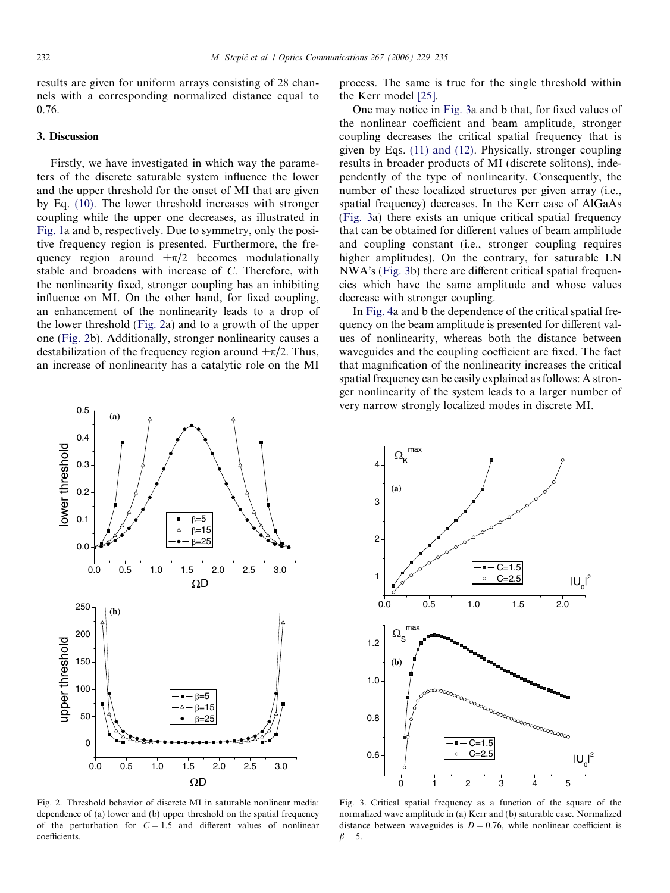results are given for uniform arrays consisting of 28 channels with a corresponding normalized distance equal to 0.76.

## 3. Discussion

Firstly, we have investigated in which way the parameters of the discrete saturable system influence the lower and the upper threshold for the onset of MI that are given by Eq. (10). The lower threshold increases with stronger coupling while the upper one decreases, as illustrated in Fig. 1a and b, respectively. Due to symmetry, only the positive frequency region is presented. Furthermore, the frequency region around $\pm\pi/2$ becomes modulationally stable and broadens with increase of $C$. Therefore, with the nonlinearity fixed, stronger coupling has an inhibiting influence on MI. On the other hand, for fixed coupling, an enhancement of the nonlinearity leads to a drop of the lower threshold (Fig. 2a) and to a growth of the upper one (Fig. 2b). Additionally, stronger nonlinearity causes a destabilization of the frequency region around $\pm\pi/2$. Thus, an increase of nonlinearity has a catalytic role on the MI process. The same is true for the single threshold within the Kerr model [25].

One may notice in Fig. 3a and b that, for fixed values of the nonlinear coefficient and beam amplitude, stronger coupling decreases the critical spatial frequency that is given by Eqs. (11) and (12). Physically, stronger coupling results in broader products of MI (discrete solitons), independently of the type of nonlinearity. Consequently, the number of these localized structures per given array (i.e., spatial frequency) decreases. In the Kerr case of AlGaAs (Fig. 3a) there exists an unique critical spatial frequency that can be obtained for different values of beam amplitude and coupling constant (i.e., stronger coupling requires higher amplitudes). On the contrary, for saturable LN NWA's (Fig. 3b) there are different critical spatial frequencies which have the same amplitude and whose values decrease with stronger coupling.

In Fig. 4a and b the dependence of the critical spatial frequency on the beam amplitude is presented for different values of nonlinearity, whereas both the distance between waveguides and the coupling coefficient are fixed. The fact that magnification of the nonlinearity increases the critical spatial frequency can be easily explained as follows: A stronger nonlinearity of the system leads to a larger number of very narrow strongly localized modes in discrete MI.

Fig. 2. Threshold behavior of discrete MI in saturable nonlinear media: dependence of (a) lower and (b) upper threshold on the spatial frequency of the perturbation for $C = 1.5$ and different values of nonlinear coefficients.

Fig. 3. Critical spatial frequency as a function of the square of the normalized wave amplitude in (a) Kerr and (b) saturable case. Normalized distance between waveguides is $D = 0.76$, while nonlinear coefficient is $\beta = 5$.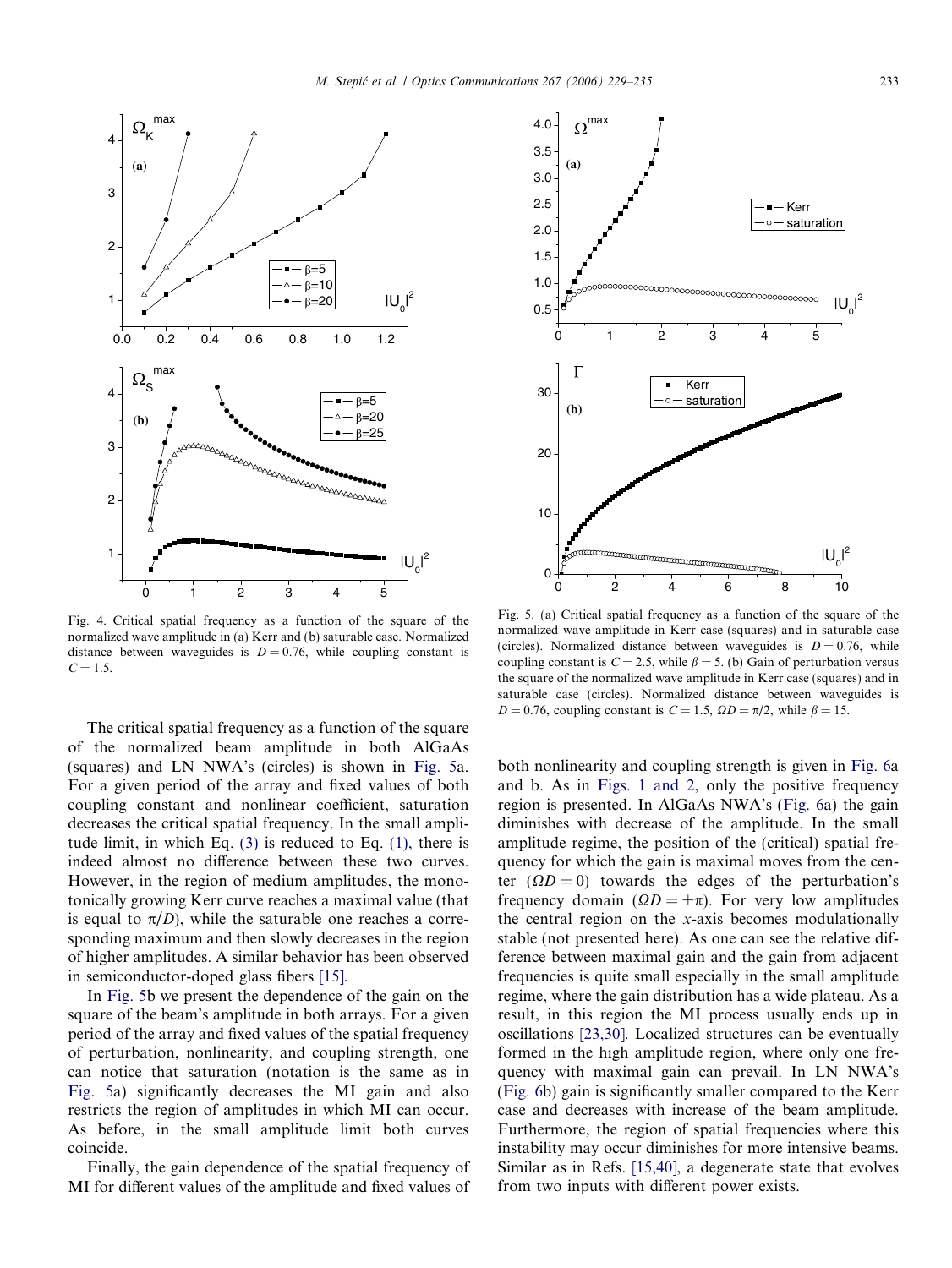Fig. 4. Critical spatial frequency as a function of the square of the normalized wave amplitude in (a) Kerr and (b) saturable case. Normalized distance between waveguides is $D = 0.76$, while coupling constant is $C = 1.5$.

Fig. 5. (a) Critical spatial frequency as a function of the square of the normalized wave amplitude in Kerr case (squares) and in saturable case (circles). Normalized distance between waveguides is $D = 0.76$, while coupling constant is $C = 2.5$, while $\beta = 5$. (b) Gain of perturbation versus the square of the normalized wave amplitude in Kerr case (squares) and in saturable case (circles). Normalized distance between waveguides is $D = 0.76$, coupling constant is $C = 1.5$, $\Omega D = \pi/2$, while $\beta = 15$.

The critical spatial frequency as a function of the square of the normalized beam amplitude in both AlGaAs (squares) and LN NWA's (circles) is shown in Fig. 5a. For a given period of the array and fixed values of both coupling constant and nonlinear coefficient, saturation decreases the critical spatial frequency. In the small amplitude limit, in which Eq. (3) is reduced to Eq. (1), there is indeed almost no difference between these two curves. However, in the region of medium amplitudes, the monotonically growing Kerr curve reaches a maximal value (that is equal to $\pi/D$), while the saturable one reaches a corresponding maximum and then slowly decreases in the region of higher amplitudes. A similar behavior has been observed in semiconductor-doped glass fibers [15].

In Fig. 5b we present the dependence of the gain on the square of the beam's amplitude in both arrays. For a given period of the array and fixed values of the spatial frequency of perturbation, nonlinearity, and coupling strength, one can notice that saturation (notation is the same as in Fig. 5a) significantly decreases the MI gain and also restricts the region of amplitudes in which MI can occur. As before, in the small amplitude limit both curves coincide.

Finally, the gain dependence of the spatial frequency of MI for different values of the amplitude and fixed values of both nonlinearity and coupling strength is given in Fig. 6a and b. As in Figs. 1 and 2, only the positive frequency region is presented. In AlGaAs NWA's (Fig. 6a) the gain diminishes with decrease of the amplitude. In the small amplitude regime, the position of the (critical) spatial frequency for which the gain is maximal moves from the center ($\Omega D = 0$) towards the edges of the perturbation's frequency domain ($\Omega D = \pm\pi$). For very low amplitudes the central region on the $x$-axis becomes modulationally stable (not presented here). As one can see the relative difference between maximal gain and the gain from adjacent frequencies is quite small especially in the small amplitude regime, where the gain distribution has a wide plateau. As a result, in this region the MI process usually ends up in oscillations [23,30]. Localized structures can be eventually formed in the high amplitude region, where only one frequency with maximal gain can prevail. In LN NWA's (Fig. 6b) gain is significantly smaller compared to the Kerr case and decreases with increase of the beam amplitude. Furthermore, the region of spatial frequencies where this instability may occur diminishes for more intensive beams. Similar as in Refs. [15,40], a degenerate state that evolves from two inputs with different power exists.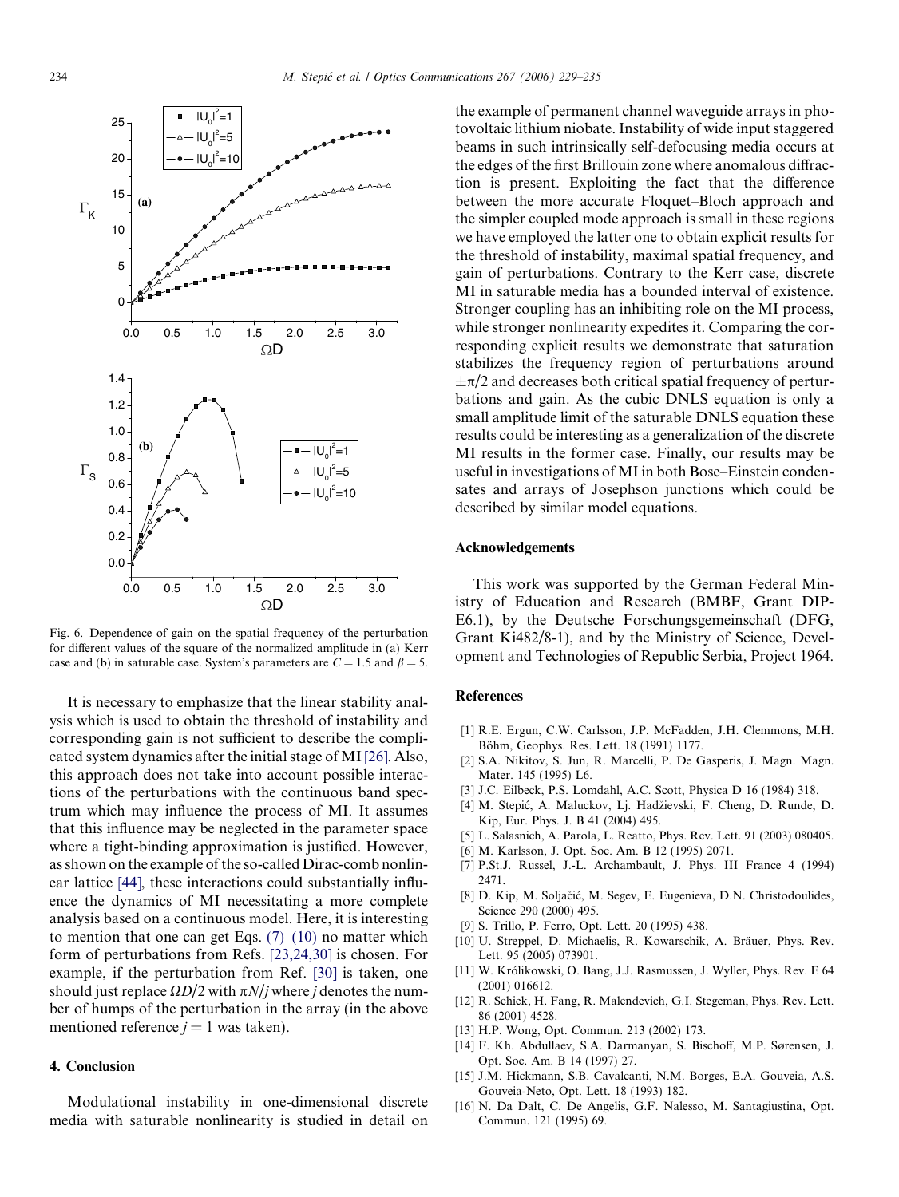Fig. 6. Dependence of gain on the spatial frequency of the perturbation for different values of the square of the normalized amplitude in (a) Kerr case and (b) in saturable case. System's parameters are $C = 1.5$ and $\beta = 5$.

It is necessary to emphasize that the linear stability analysis which is used to obtain the threshold of instability and corresponding gain is not sufficient to describe the complicated system dynamics after the initial stage of MI [26]. Also, this approach does not take into account possible interactions of the perturbations with the continuous band spectrum which may influence the process of MI. It assumes that this influence may be neglected in the parameter space where a tight-binding approximation is justified. However, as shown on the example of the so-called Dirac-comb nonlinear lattice [44], these interactions could substantially influence the dynamics of MI necessitating a more complete analysis based on a continuous model. Here, it is interesting to mention that one can get Eqs. (7)–(10) no matter which form of perturbations from Refs. [23,24,30] is chosen. For example, if the perturbation from Ref. [30] is taken, one should just replace $\Omega D/2$ with $\pi N/j$ where $j$ denotes the number of humps of the perturbation in the array (in the above mentioned reference $j = 1$ was taken).

## 4. Conclusion

Modulational instability in one-dimensional discrete media with saturable nonlinearity is studied in detail on the example of permanent channel waveguide arrays in photovoltaic lithium niobate. Instability of wide input staggered beams in such intrinsically self-defocusing media occurs at the edges of the first Brillouin zone where anomalous diffraction is present. Exploiting the fact that the difference between the more accurate Floquet–Bloch approach and the simpler coupled mode approach is small in these regions we have employed the latter one to obtain explicit results for the threshold of instability, maximal spatial frequency, and gain of perturbations. Contrary to the Kerr case, discrete MI in saturable media has a bounded interval of existence. Stronger coupling has an inhibiting role on the MI process, while stronger nonlinearity expedites it. Comparing the corresponding explicit results we demonstrate that saturation stabilizes the frequency region of perturbations around $\pm\pi/2$ and decreases both critical spatial frequency of perturbations and gain. As the cubic DNLS equation is only a small amplitude limit of the saturable DNLS equation these results could be interesting as a generalization of the discrete MI results in the former case. Finally, our results may be useful in investigations of MI in both Bose–Einstein condensates and arrays of Josephson junctions which could be described by similar model equations.

## Acknowledgements

This work was supported by the German Federal Ministry of Education and Research (BMBF, Grant DIP-E6.1), by the Deutsche Forschungsgemeinschaft (DFG, Grant Ki482/8-1), and by the Ministry of Science, Development and Technologies of Republic Serbia, Project 1964.

## References

[1] R.E. Ergun, C.W. Carlsson, J.P. McFadden, J.H. Clemmons, M.H. Böhm, Geophys. Res. Lett. 18 (1991) 1177.

[2] S.A. Nikitov, S. Jun, R. Marcelli, P. De Gasperis, J. Magn. Magn. Mater. 145 (1995) L6.

[3] J.C. Eilbeck, P.S. Lomdahl, A.C. Scott, Physica D 16 (1984) 318.

[4] M. Stepić, A. Maluckov, Lj. Hadžievski, F. Cheng, D. Runde, D. Kip, Eur. Phys. J. B 41 (2004) 495.

[5] L. Salasnich, A. Parola, L. Reatto, Phys. Rev. Lett. 91 (2003) 080405.

[6] M. Karlsson, J. Opt. Soc. Am. B 12 (1995) 2071.

[7] P.St.J. Russel, J.-L. Archambault, J. Phys. III France 4 (1994) 2471.

[8] D. Kip, M. Soljačić, M. Segev, E. Eugenieva, D.N. Christodoulides, Science 290 (2000) 495.

[9] S. Trillo, P. Ferro, Opt. Lett. 20 (1995) 438.

[10] U. Streppel, D. Michaelis, R. Kowarschik, A. Bräuer, Phys. Rev. Lett. 95 (2005) 073901.

[11] W. Królikowski, O. Bang, J.J. Rasmussen, J. Wyller, Phys. Rev. E 64 (2001) 016612.

[12] R. Schiek, H. Fang, R. Malendevich, G.I. Stegeman, Phys. Rev. Lett. 86 (2001) 4528.

[13] H.P. Wong, Opt. Commun. 213 (2002) 173.

[14] F. Kh. Abdullaev, S.A. Darmanyan, S. Bischoff, M.P. Sørensen, J. Opt. Soc. Am. B 14 (1997) 27.

[15] J.M. Hickmann, S.B. Cavalcanti, N.M. Borges, E.A. Gouveia, A.S. Gouveia-Neto, Opt. Lett. 18 (1993) 182.

[16] N. Da Dalt, C. De Angelis, G.F. Nalesso, M. Santagiustina, Opt. Commun. 121 (1995) 69.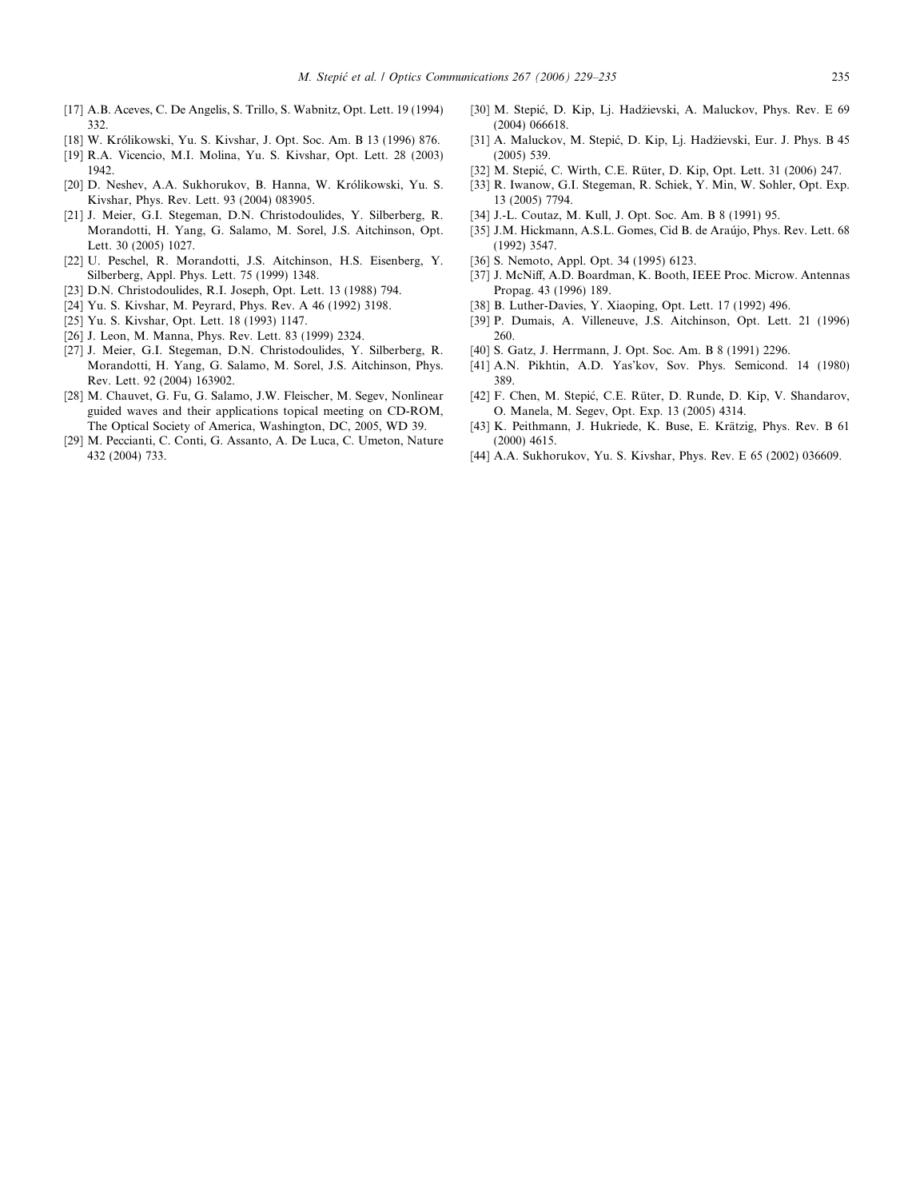[17] A.B. Aceves, C. De Angelis, S. Trillo, S. Wabnitz, Opt. Lett. 19 (1994) 332.

[18] W. Królikowski, Yu. S. Kivshar, J. Opt. Soc. Am. B 13 (1996) 876.

[19] R.A. Vicencio, M.I. Molina, Yu. S. Kivshar, Opt. Lett. 28 (2003) 1942.

[20] D. Neshev, A.A. Sukhorukov, B. Hanna, W. Królikowski, Yu. S. Kivshar, Phys. Rev. Lett. 93 (2004) 083905.

[21] J. Meier, G.I. Stegeman, D.N. Christodoulides, Y. Silberberg, R. Morandotti, H. Yang, G. Salamo, M. Sorel, J.S. Aitchinson, Opt. Lett. 30 (2005) 1027.

[22] U. Peschel, R. Morandotti, J.S. Aitchinson, H.S. Eisenberg, Y. Silberberg, Appl. Phys. Lett. 75 (1999) 1348.

[23] D.N. Christodoulides, R.I. Joseph, Opt. Lett. 13 (1988) 794.

[24] Yu. S. Kivshar, M. Peyrard, Phys. Rev. A 46 (1992) 3198.

[25] Yu. S. Kivshar, Opt. Lett. 18 (1993) 1147.

[26] J. Leon, M. Manna, Phys. Rev. Lett. 83 (1999) 2324.

[27] J. Meier, G.I. Stegeman, D.N. Christodoulides, Y. Silberberg, R. Morandotti, H. Yang, G. Salamo, M. Sorel, J.S. Aitchinson, Phys. Rev. Lett. 92 (2004) 163902.

[28] M. Chauvet, G. Fu, G. Salamo, J.W. Fleischer, M. Segev, Nonlinear guided waves and their applications topical meeting on CD-ROM, The Optical Society of America, Washington, DC, 2005, WD 39.

[29] M. Peccianti, C. Conti, G. Assanto, A. De Luca, C. Umeton, Nature 432 (2004) 733.

[30] M. Stepić, D. Kip, Lj. Hadžievski, A. Maluckov, Phys. Rev. E 69 (2004) 066618.

[31] A. Maluckov, M. Stepić, D. Kip, Lj. Hadžievski, Eur. J. Phys. B 45 (2005) 539.

[32] M. Stepić, C. Wirth, C.E. Rüter, D. Kip, Opt. Lett. 31 (2006) 247.

[33] R. Iwanow, G.I. Stegeman, R. Schiek, Y. Min, W. Sohler, Opt. Exp. 13 (2005) 7794.

[34] J.-L. Coutaz, M. Kull, J. Opt. Soc. Am. B 8 (1991) 95.

[35] J.M. Hickmann, A.S.L. Gomes, Cid B. de Araújo, Phys. Rev. Lett. 68 (1992) 3547.

[36] S. Nemoto, Appl. Opt. 34 (1995) 6123.

[37] J. McNiff, A.D. Boardman, K. Booth, IEEE Proc. Microw. Antennas Propag. 43 (1996) 189.

[38] B. Luther-Davies, Y. Xiaoping, Opt. Lett. 17 (1992) 496.

[39] P. Dumais, A. Villeneuve, J.S. Aitchinson, Opt. Lett. 21 (1996) 260.

[40] S. Gatz, J. Herrmann, J. Opt. Soc. Am. B 8 (1991) 2296.

[41] A.N. Pikhtin, A.D. Yas'kov, Sov. Phys. Semicond. 14 (1980) 389.

[42] F. Chen, M. Stepić, C.E. Rüter, D. Runde, D. Kip, V. Shandarov, O. Manela, M. Segev, Opt. Exp. 13 (2005) 4314.

[43] K. Peithmann, J. Hukriede, K. Buse, E. Krätzig, Phys. Rev. B 61 (2000) 4615.

[44] A.A. Sukhorukov, Yu. S. Kivshar, Phys. Rev. E 65 (2002) 036609.